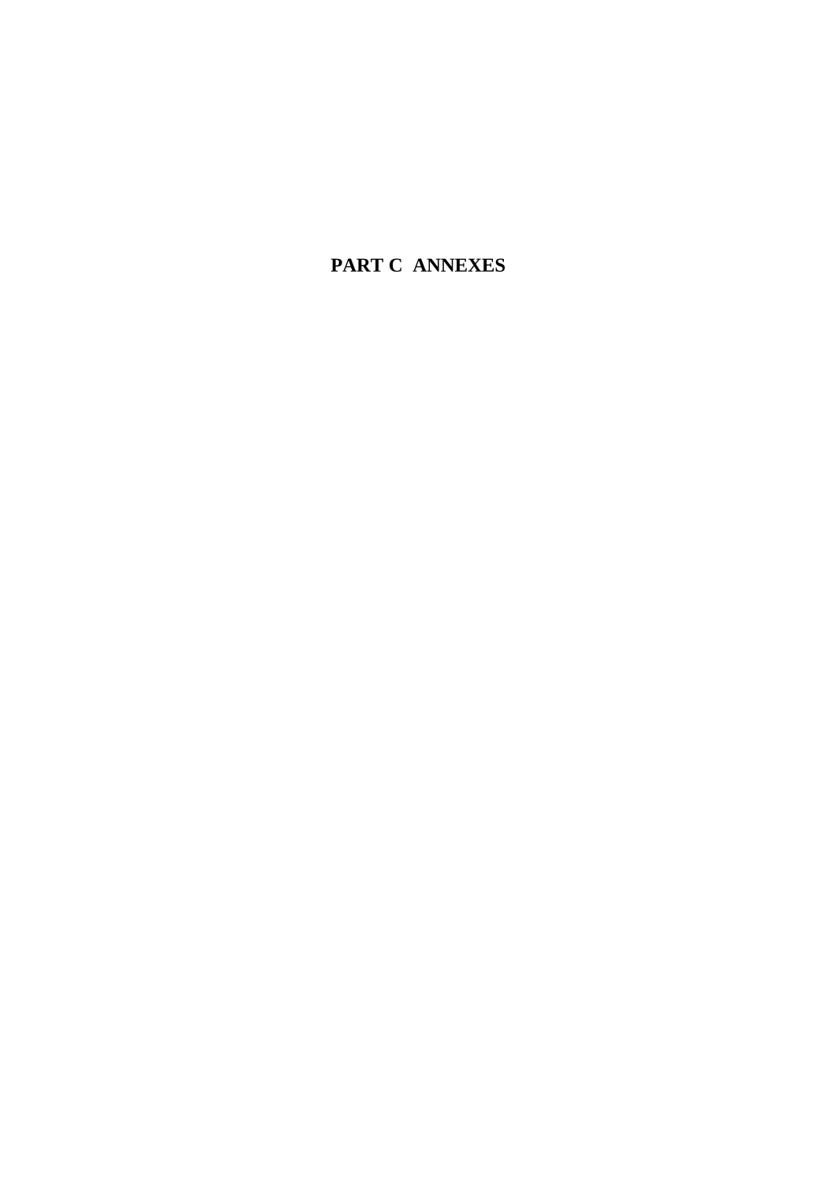# PART C ANNEXES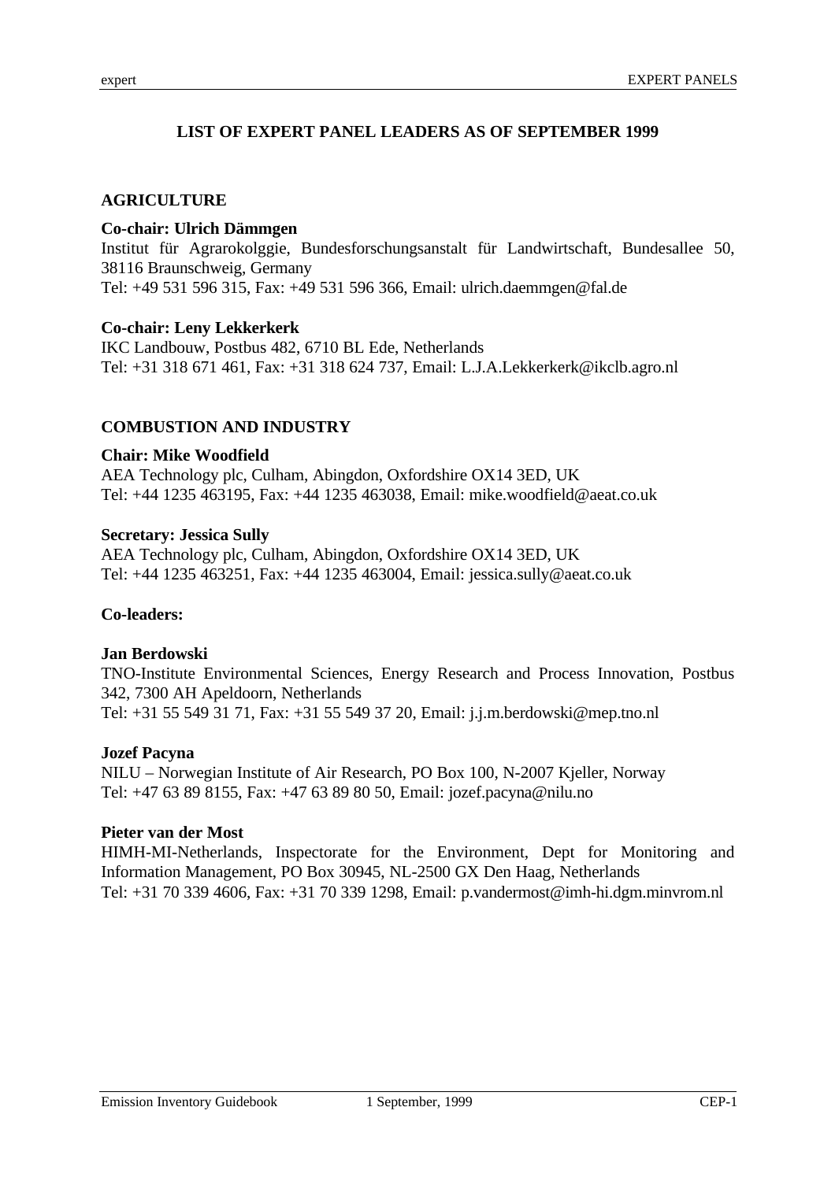# LIST OF EXPERT PANEL LEADERS AS OF SEPTEMBER 1999

## AGRICULTURE

**Co-chair: Ulrich Dämmgen**
Institut für Agrarokolggie, Bundesforschungsanstalt für Landwirtschaft, Bundesallee 50, 38116 Braunschweig, Germany
Tel: +49 531 596 315, Fax: +49 531 596 366, Email: ulrich.daemmgen@fal.de

**Co-chair: Leny Lekkerkerk**
IKC Landbouw, Postbus 482, 6710 BL Ede, Netherlands
Tel: +31 318 671 461, Fax: +31 318 624 737, Email: L.J.A.Lekkerkerk@ikclb.agro.nl

## COMBUSTION AND INDUSTRY

**Chair: Mike Woodfield**
AEA Technology plc, Culham, Abingdon, Oxfordshire OX14 3ED, UK
Tel: +44 1235 463195, Fax: +44 1235 463038, Email: mike.woodfield@aeat.co.uk

**Secretary: Jessica Sully**
AEA Technology plc, Culham, Abingdon, Oxfordshire OX14 3ED, UK
Tel: +44 1235 463251, Fax: +44 1235 463004, Email: jessica.sully@aeat.co.uk

**Co-leaders:**

**Jan Berdowski**
TNO-Institute Environmental Sciences, Energy Research and Process Innovation, Postbus 342, 7300 AH Apeldoorn, Netherlands
Tel: +31 55 549 31 71, Fax: +31 55 549 37 20, Email: j.j.m.berdowski@mep.tno.nl

**Jozef Pacyna**
NILU – Norwegian Institute of Air Research, PO Box 100, N-2007 Kjeller, Norway
Tel: +47 63 89 8155, Fax: +47 63 89 80 50, Email: jozef.pacyna@nilu.no

**Pieter van der Most**
HIMH-MI-Netherlands, Inspectorate for the Environment, Dept for Monitoring and Information Management, PO Box 30945, NL-2500 GX Den Haag, Netherlands
Tel: +31 70 339 4606, Fax: +31 70 339 1298, Email: p.vandermost@imh-hi.dgm.minvrom.nl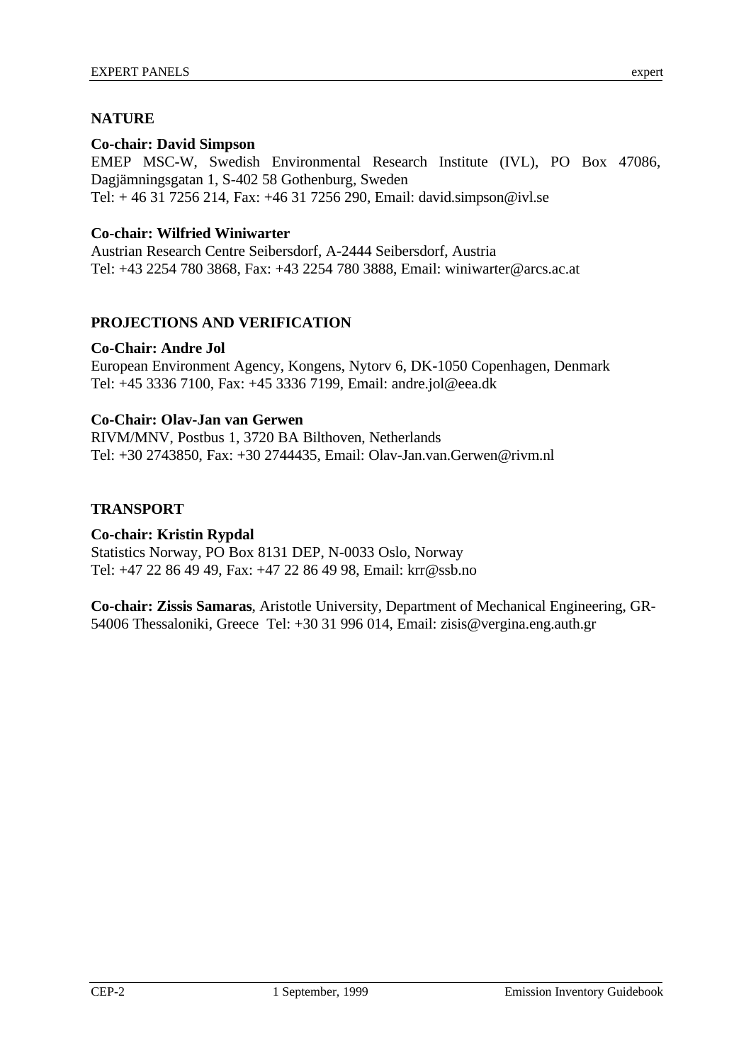## NATURE

**Co-chair: David Simpson**
EMEP MSC-W, Swedish Environmental Research Institute (IVL), PO Box 47086, Dagjämningsgatan 1, S-402 58 Gothenburg, Sweden
Tel: + 46 31 7256 214, Fax: +46 31 7256 290, Email: david.simpson@ivl.se

**Co-chair: Wilfried Winiwarter**
Austrian Research Centre Seibersdorf, A-2444 Seibersdorf, Austria
Tel: +43 2254 780 3868, Fax: +43 2254 780 3888, Email: winiwarter@arcs.ac.at

## PROJECTIONS AND VERIFICATION

**Co-Chair: Andre Jol**
European Environment Agency, Kongens, Nytorv 6, DK-1050 Copenhagen, Denmark
Tel: +45 3336 7100, Fax: +45 3336 7199, Email: andre.jol@eea.dk

**Co-Chair: Olav-Jan van Gerwen**
RIVM/MNV, Postbus 1, 3720 BA Bilthoven, Netherlands
Tel: +30 2743850, Fax: +30 2744435, Email: Olav-Jan.van.Gerwen@rivm.nl

## TRANSPORT

**Co-chair: Kristin Rypdal**
Statistics Norway, PO Box 8131 DEP, N-0033 Oslo, Norway
Tel: +47 22 86 49 49, Fax: +47 22 86 49 98, Email: krr@ssb.no

**Co-chair: Zissis Samaras**, Aristotle University, Department of Mechanical Engineering, GR-54006 Thessaloniki, Greece Tel: +30 31 996 014, Email: zisis@vergina.eng.auth.gr